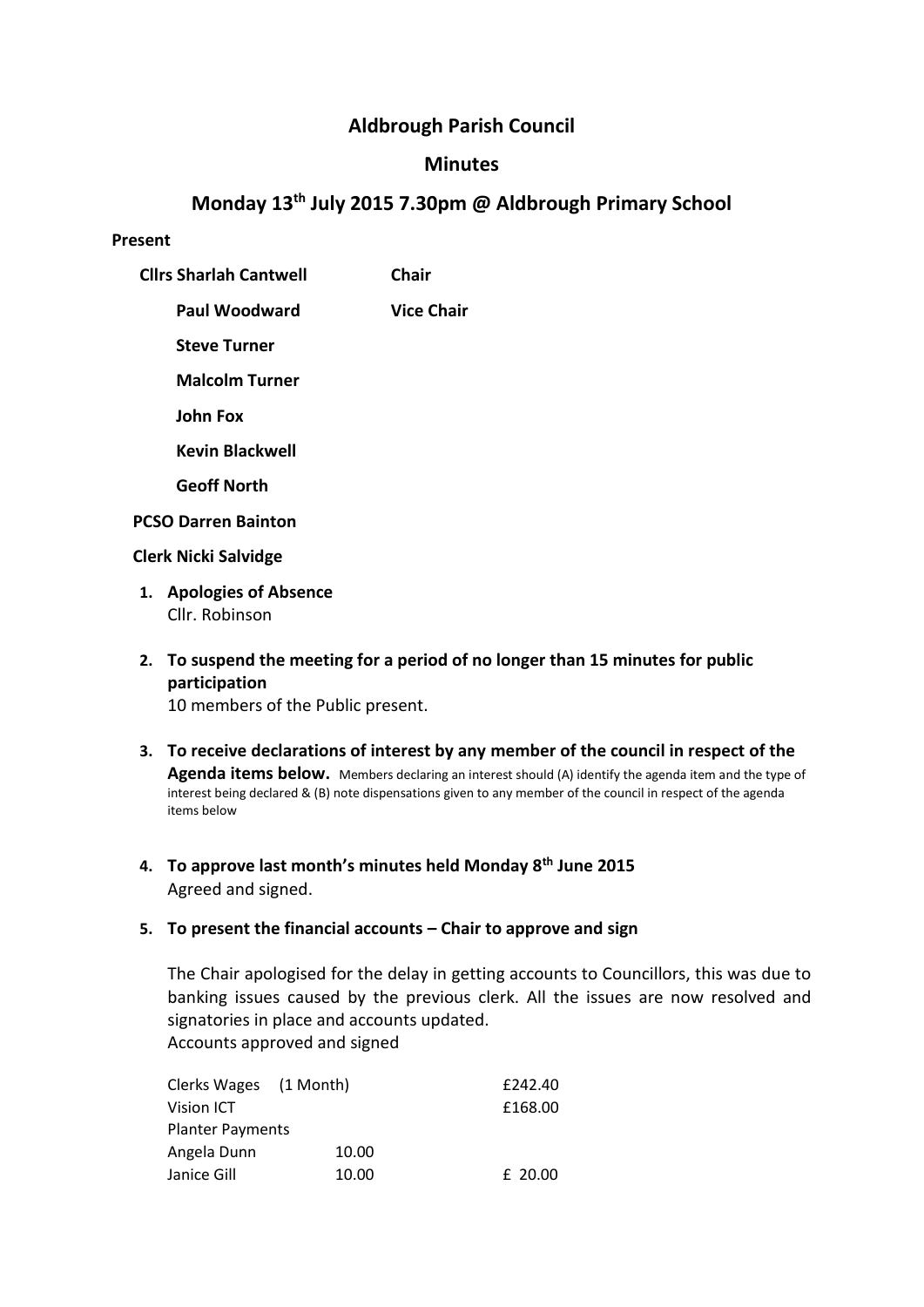# Aldbrough Parish Council

## Minutes

## Monday 13th July 2015 7.30pm @ Aldbrough Primary School

**Present**

| | |
|---|---|
| **Cllrs Sharlah Cantwell** | **Chair** |
| **Paul Woodward** | **Vice Chair** |
| **Steve Turner** | |
| **Malcolm Turner** | |
| **John Fox** | |
| **Kevin Blackwell** | |
| **Geoff North** | |

**PCSO Darren Bainton**

**Clerk Nicki Salvidge**

1. **Apologies of Absence**
   Cllr. Robinson

2. **To suspend the meeting for a period of no longer than 15 minutes for public participation**
   10 members of the Public present.

3. **To receive declarations of interest by any member of the council in respect of the Agenda items below.** Members declaring an interest should (A) identify the agenda item and the type of interest being declared & (B) note dispensations given to any member of the council in respect of the agenda items below

4. **To approve last month's minutes held Monday 8th June 2015**
   Agreed and signed.

5. **To present the financial accounts – Chair to approve and sign**

   The Chair apologised for the delay in getting accounts to Councillors, this was due to banking issues caused by the previous clerk. All the issues are now resolved and signatories in place and accounts updated.
   Accounts approved and signed

| | | |
|---|---|---|
| Clerks Wages (1 Month) | | £242.40 |
| Vision ICT | | £168.00 |
| Planter Payments | | |
| Angela Dunn | 10.00 | |
| Janice Gill | 10.00 | £ 20.00 |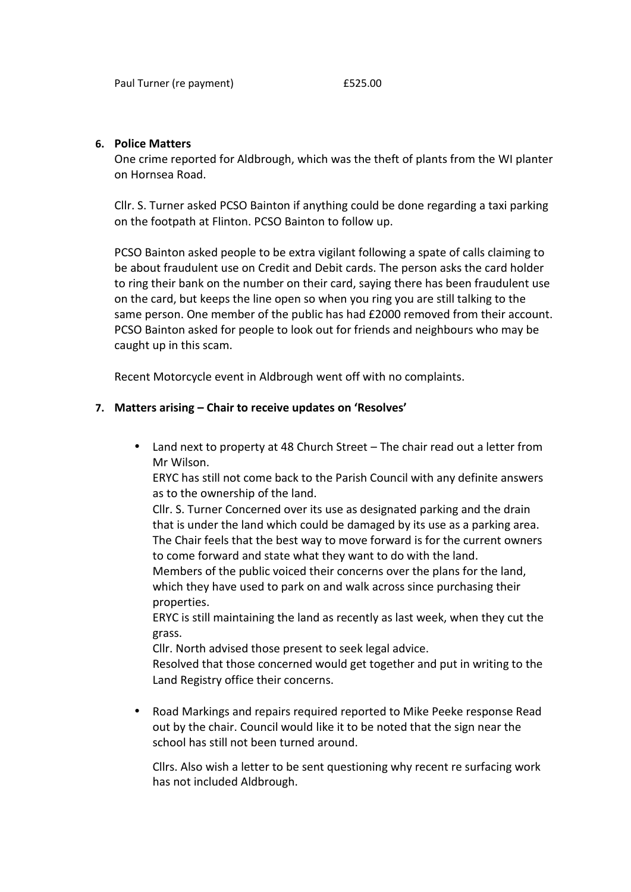Paul Turner (re payment) £525.00

6. **Police Matters**

   One crime reported for Aldbrough, which was the theft of plants from the WI planter on Hornsea Road.

   Cllr. S. Turner asked PCSO Bainton if anything could be done regarding a taxi parking on the footpath at Flinton. PCSO Bainton to follow up.

   PCSO Bainton asked people to be extra vigilant following a spate of calls claiming to be about fraudulent use on Credit and Debit cards. The person asks the card holder to ring their bank on the number on their card, saying there has been fraudulent use on the card, but keeps the line open so when you ring you are still talking to the same person. One member of the public has had £2000 removed from their account. PCSO Bainton asked for people to look out for friends and neighbours who may be caught up in this scam.

   Recent Motorcycle event in Aldbrough went off with no complaints.

7. **Matters arising – Chair to receive updates on 'Resolves'**

   - Land next to property at 48 Church Street – The chair read out a letter from Mr Wilson.
     ERYC has still not come back to the Parish Council with any definite answers as to the ownership of the land.
     Cllr. S. Turner Concerned over its use as designated parking and the drain that is under the land which could be damaged by its use as a parking area.
     The Chair feels that the best way to move forward is for the current owners to come forward and state what they want to do with the land.
     Members of the public voiced their concerns over the plans for the land, which they have used to park on and walk across since purchasing their properties.
     ERYC is still maintaining the land as recently as last week, when they cut the grass.
     Cllr. North advised those present to seek legal advice.
     Resolved that those concerned would get together and put in writing to the Land Registry office their concerns.

   - Road Markings and repairs required reported to Mike Peeke response Read out by the chair. Council would like it to be noted that the sign near the school has still not been turned around.

     Cllrs. Also wish a letter to be sent questioning why recent re surfacing work has not included Aldbrough.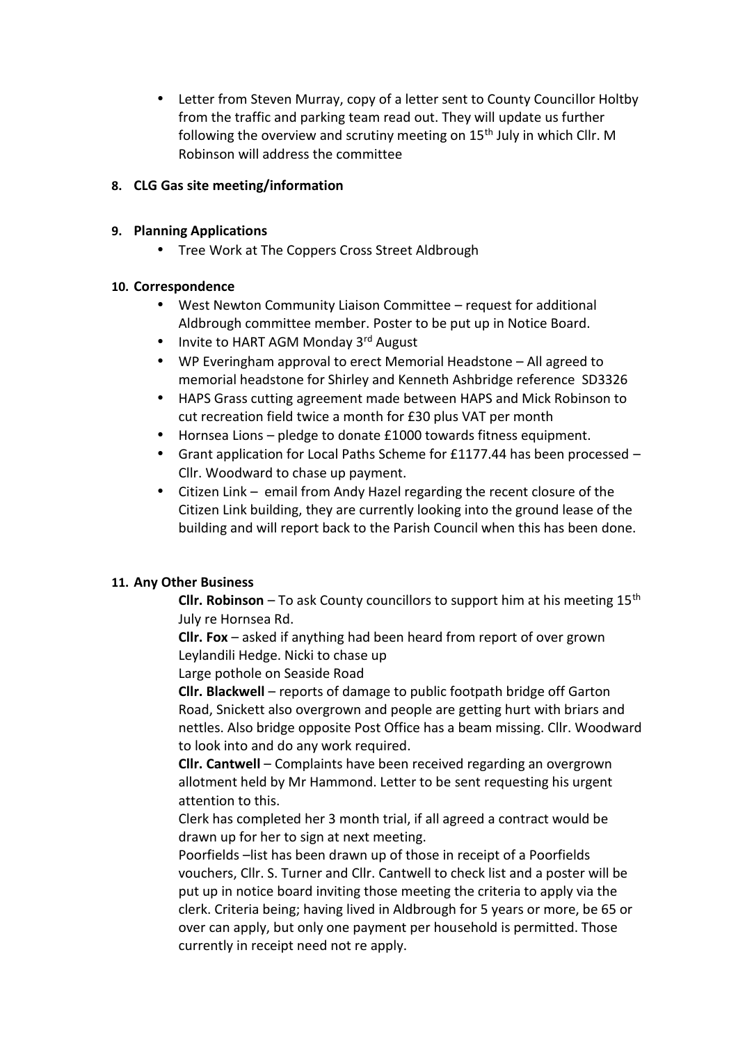- Letter from Steven Murray, copy of a letter sent to County Councillor Holtby from the traffic and parking team read out. They will update us further following the overview and scrutiny meeting on 15th July in which Cllr. M Robinson will address the committee

**8. CLG Gas site meeting/information**

**9. Planning Applications**

- Tree Work at The Coppers Cross Street Aldbrough

**10. Correspondence**

- West Newton Community Liaison Committee – request for additional Aldbrough committee member. Poster to be put up in Notice Board.
- Invite to HART AGM Monday 3rd August
- WP Everingham approval to erect Memorial Headstone – All agreed to memorial headstone for Shirley and Kenneth Ashbridge reference SD3326
- HAPS Grass cutting agreement made between HAPS and Mick Robinson to cut recreation field twice a month for £30 plus VAT per month
- Hornsea Lions – pledge to donate £1000 towards fitness equipment.
- Grant application for Local Paths Scheme for £1177.44 has been processed – Cllr. Woodward to chase up payment.
- Citizen Link – email from Andy Hazel regarding the recent closure of the Citizen Link building, they are currently looking into the ground lease of the building and will report back to the Parish Council when this has been done.

**11. Any Other Business**

**Cllr. Robinson** – To ask County councillors to support him at his meeting 15th July re Hornsea Rd.

**Cllr. Fox** – asked if anything had been heard from report of over grown Leylandili Hedge. Nicki to chase up

Large pothole on Seaside Road

**Cllr. Blackwell** – reports of damage to public footpath bridge off Garton Road, Snickett also overgrown and people are getting hurt with briars and nettles. Also bridge opposite Post Office has a beam missing. Cllr. Woodward to look into and do any work required.

**Cllr. Cantwell** – Complaints have been received regarding an overgrown allotment held by Mr Hammond. Letter to be sent requesting his urgent attention to this.

Clerk has completed her 3 month trial, if all agreed a contract would be drawn up for her to sign at next meeting.

Poorfields –list has been drawn up of those in receipt of a Poorfields vouchers, Cllr. S. Turner and Cllr. Cantwell to check list and a poster will be put up in notice board inviting those meeting the criteria to apply via the clerk. Criteria being; having lived in Aldbrough for 5 years or more, be 65 or over can apply, but only one payment per household is permitted. Those currently in receipt need not re apply.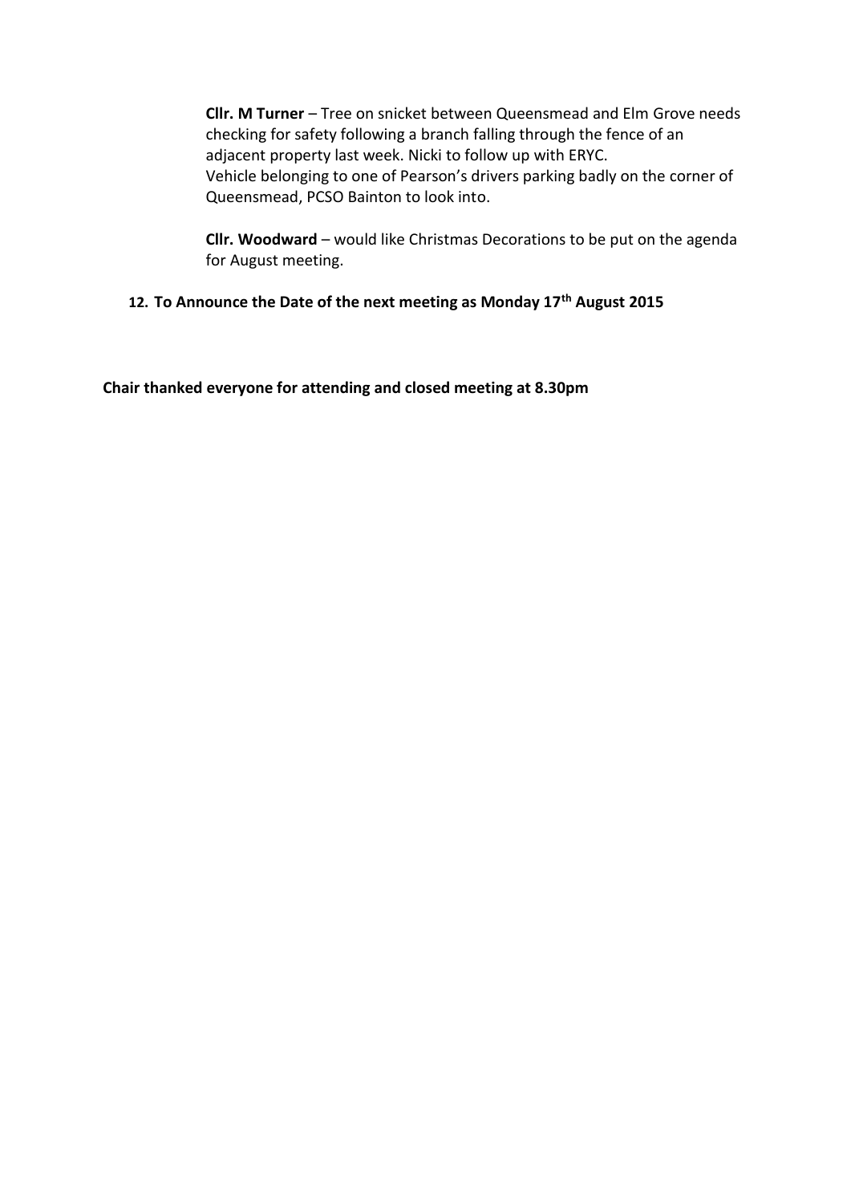**Cllr. M Turner** – Tree on snicket between Queensmead and Elm Grove needs checking for safety following a branch falling through the fence of an adjacent property last week. Nicki to follow up with ERYC.
Vehicle belonging to one of Pearson's drivers parking badly on the corner of Queensmead, PCSO Bainton to look into.

**Cllr. Woodward** – would like Christmas Decorations to be put on the agenda for August meeting.

**12. To Announce the Date of the next meeting as Monday 17th August 2015**

**Chair thanked everyone for attending and closed meeting at 8.30pm**